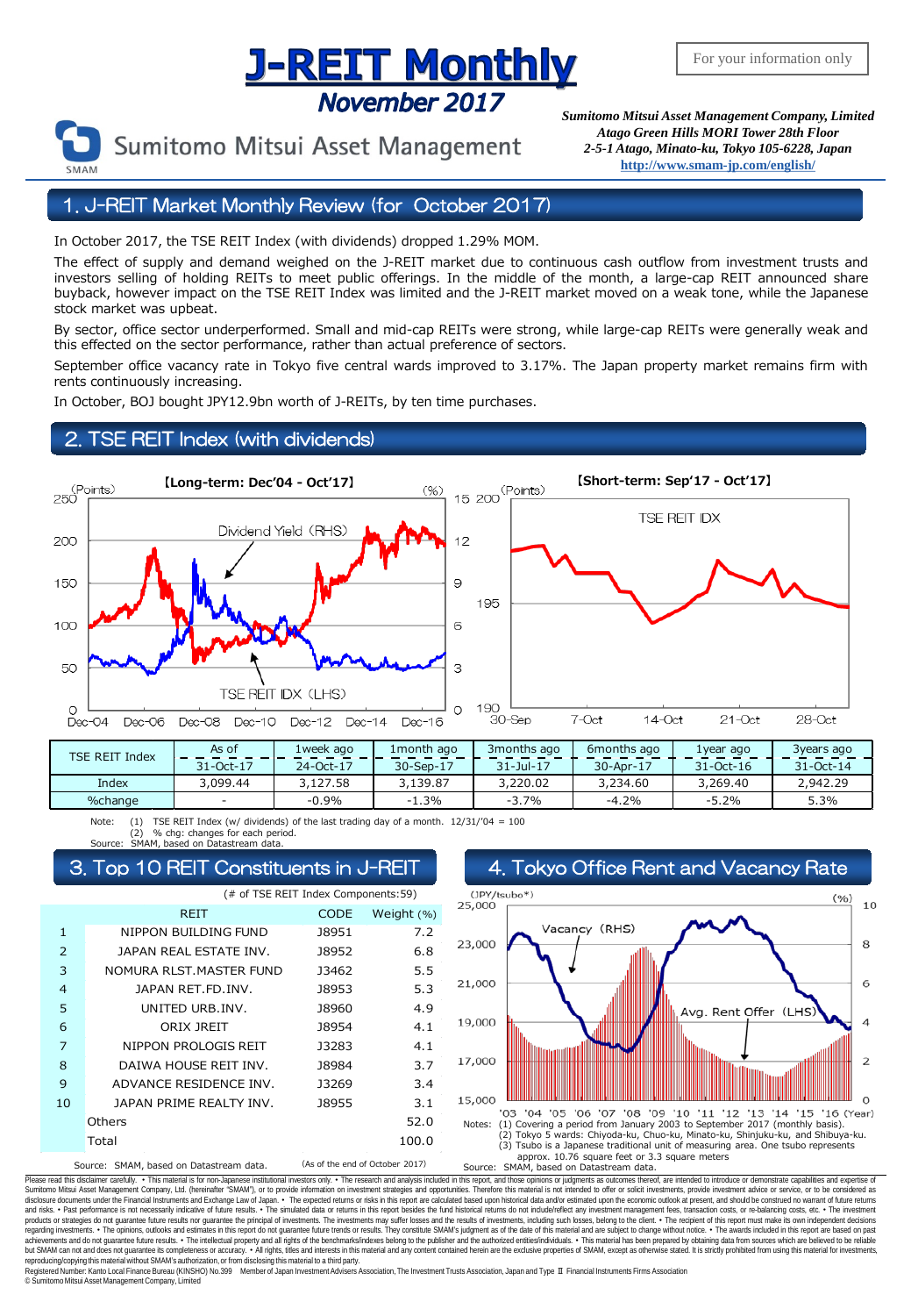# J-REIT Monthly

## November 2017

For your information only

Sumitomo Mitsui Asset Management

*Sumitomo Mitsui Asset Management Company, Limited*
*Atago Green Hills MORI Tower 28th Floor*
*2-5-1 Atago, Minato-ku, Tokyo 105-6228, Japan*
http://www.smam-jp.com/english/

## 1. J-REIT Market Monthly Review (for October 2017)

In October 2017, the TSE REIT Index (with dividends) dropped 1.29% MOM.

The effect of supply and demand weighed on the J-REIT market due to continuous cash outflow from investment trusts and investors selling of holding REITs to meet public offerings. In the middle of the month, a large-cap REIT announced share buyback, however impact on the TSE REIT Index was limited and the J-REIT market moved on a weak tone, while the Japanese stock market was upbeat.

By sector, office sector underperformed. Small and mid-cap REITs were strong, while large-cap REITs were generally weak and this effected on the sector performance, rather than actual preference of sectors.

September office vacancy rate in Tokyo five central wards improved to 3.17%. The Japan property market remains firm with rents continuously increasing.

In October, BOJ bought JPY12.9bn worth of J-REITs, by ten time purchases.

## 2. TSE REIT Index (with dividends)

【Long-term: Dec'04 - Oct'17】

【Short-term: Sep'17 - Oct'17】

| TSE REIT Index | As of | 1week ago | 1month ago | 3months ago | 6months ago | 1year ago | 3years ago |
|---|---|---|---|---|---|---|---|
| | 31-Oct-17 | 24-Oct-17 | 30-Sep-17 | 31-Jul-17 | 30-Apr-17 | 31-Oct-16 | 31-Oct-14 |
| Index | 3,099.44 | 3,127.58 | 3,139.87 | 3,220.02 | 3,234.60 | 3,269.40 | 2,942.29 |
| %change | - | -0.9% | -1.3% | -3.7% | -4.2% | -5.2% | 5.3% |

Note: (1) TSE REIT Index (w/ dividends) of the last trading day of a month. 12/31/'04 = 100
(2) % chg: changes for each period.
Source: SMAM, based on Datastream data.

## 3. Top 10 REIT Constituents in J-REIT

(# of TSE REIT Index Components:59)

| | REIT | CODE | Weight (%) |
|---|---|---|---|
| 1 | NIPPON BUILDING FUND | J8951 | 7.2 |
| 2 | JAPAN REAL ESTATE INV. | J8952 | 6.8 |
| 3 | NOMURA RLST.MASTER FUND | J3462 | 5.5 |
| 4 | JAPAN RET.FD.INV. | J8953 | 5.3 |
| 5 | UNITED URB.INV. | J8960 | 4.9 |
| 6 | ORIX JREIT | J8954 | 4.1 |
| 7 | NIPPON PROLOGIS REIT | J3283 | 4.1 |
| 8 | DAIWA HOUSE REIT INV. | J8984 | 3.7 |
| 9 | ADVANCE RESIDENCE INV. | J3269 | 3.4 |
| 10 | JAPAN PRIME REALTY INV. | J8955 | 3.1 |
| | Others | | 52.0 |
| | Total | | 100.0 |

Source: SMAM, based on Datastream data. (As of the end of October 2017)

## 4. Tokyo Office Rent and Vacancy Rate

Notes: (1) Covering a period from January 2003 to September 2017 (monthly basis).
(2) Tokyo 5 wards: Chiyoda-ku, Chuo-ku, Minato-ku, Shinjuku-ku, and Shibuya-ku.
(3) Tsubo is a Japanese traditional unit of measuring area. One tsubo represents approx. 10.76 square feet or 3.3 square meters
Source: SMAM, based on Datastream data.

Please read this disclaimer carefully. • This material is for non-Japanese institutional investors only. • The research and analysis included in this report, and those opinions or judgments as outcomes thereof, are intended to introduce or demonstrate capabilities and expertise of Sumitomo Mitsui Asset Management Company, Ltd. (hereinafter "SMAM"), or to provide information on investment strategies and opportunities. Therefore this material is not intended to offer or solicit investments, provide investment advice or service, or to be considered as disclosure documents under the Financial Instruments and Exchange Law of Japan. • The expected returns or risks in this report are calculated based upon historical data and/or estimated upon the economic outlook at present, and should be construed no warrant of future returns and risks. • Past performance is not necessarily indicative of future results. • The simulated data or returns in this report besides the fund historical returns do not include/reflect any investment management fees, transaction costs, or re-balancing costs, etc. • The investment products or strategies do not guarantee future results nor guarantee the principal of investments. The investments may suffer losses and the results of investments, including such losses, belong to the client. • The recipient of this report must make its own independent decisions regarding investments. • The opinions, outlooks and estimates in this report do not guarantee future trends or results. They constitute SMAM's judgment as of the date of this material and are subject to change without notice. • The awards included in this report are based on past achievements and do not guarantee future results. • The intellectual property and all rights of the benchmarks/indexes belong to the publisher and the authorized entities/individuals. • This material has been prepared by obtaining data from sources which are believed to be reliable but SMAM can not and does not guarantee its completeness or accuracy. • All rights, titles and interests in this material and any content contained herein are the exclusive properties of SMAM, except as otherwise stated. It is strictly prohibited from using this material for investments, reproducing/copying this material without SMAM's authorization, or from disclosing this material to a third party.

Registered Number: Kanto Local Finance Bureau (KINSHO) No.399 Member of Japan Investment Advisers Association, The Investment Trusts Association, Japan and Type II Financial Instruments Firms Association
© Sumitomo Mitsui Asset Management Company, Limited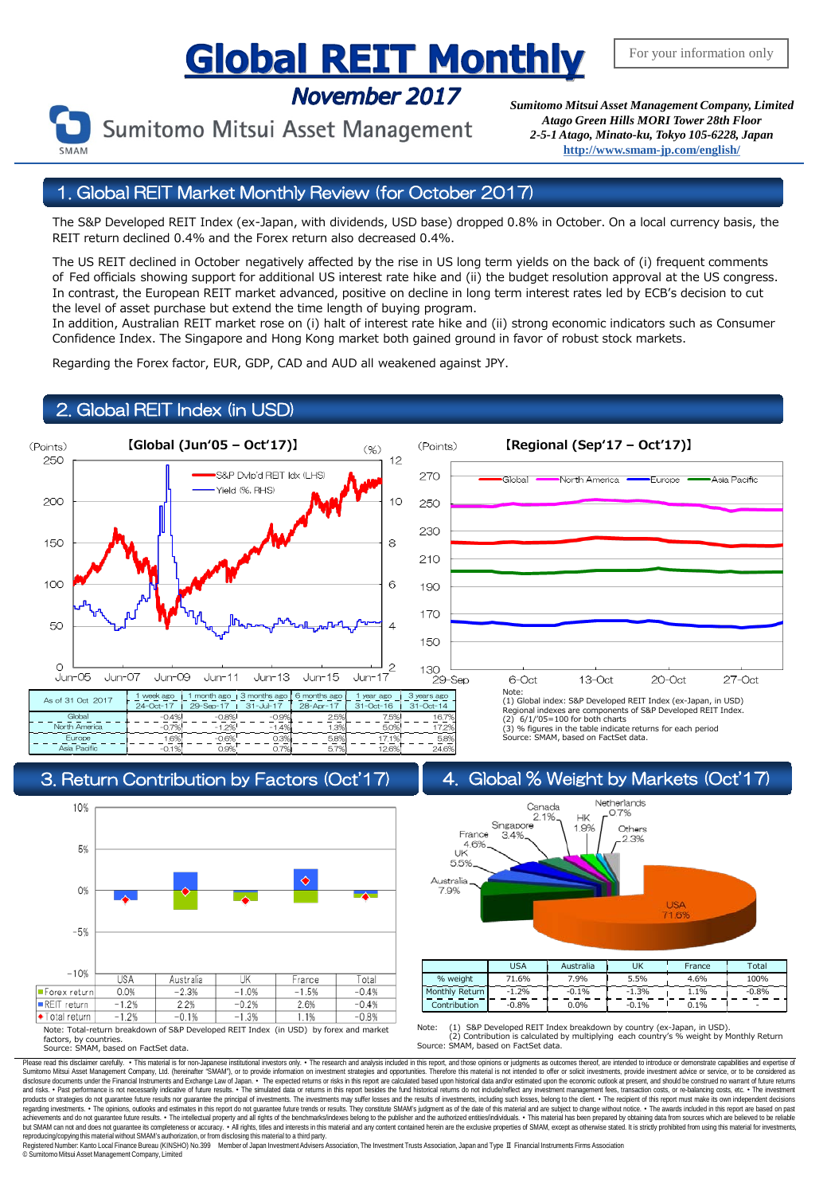# Global REIT Monthly

*November 2017*

For your information only

Sumitomo Mitsui Asset Management

***Sumitomo Mitsui Asset Management Company, Limited***
***Atago Green Hills MORI Tower 28th Floor***
***2-5-1 Atago, Minato-ku, Tokyo 105-6228, Japan***
**http://www.smam-jp.com/english/**

## 1. Global REIT Market Monthly Review (for October 2017)

The S&P Developed REIT Index (ex-Japan, with dividends, USD base) dropped 0.8% in October. On a local currency basis, the REIT return declined 0.4% and the Forex return also decreased 0.4%.

The US REIT declined in October negatively affected by the rise in US long term yields on the back of (i) frequent comments of Fed officials showing support for additional US interest rate hike and (ii) the budget resolution approval at the US congress. In contrast, the European REIT market advanced, positive on decline in long term interest rates led by ECB's decision to cut the level of asset purchase but extend the time length of buying program.
In addition, Australian REIT market rose on (i) halt of interest rate hike and (ii) strong economic indicators such as Consumer Confidence Index. The Singapore and Hong Kong market both gained ground in favor of robust stock markets.

Regarding the Forex factor, EUR, GDP, CAD and AUD all weakened against JPY.

## 2. Global REIT Index (in USD)

**【Global (Jun'05 – Oct'17)】**

(Points)
(%)
S&P Dvlp'd REIT Idx (LHS)
Yield (%, RHS)
250 200 150 100 50 0
12 10 8 6 4 2
Jun-05 Jun-07 Jun-09 Jun-11 Jun-13 Jun-15 Jun-17

**【Regional (Sep'17 – Oct'17)】**

(Points)
Global North America Europe Asia Pacific
270 250 230 210 190 170 150 130
29-Sep 6-Oct 13-Oct 20-Oct 27-Oct

| As of 31 Oct 2017 | 1 week ago 24-Oct-17 | 1 month ago 29-Sep-17 | 3 months ago 31-Jul-17 | 6 months ago 28-Apr-17 | 1 year ago 31-Oct-16 | 3 years ago 31-Oct-14 |
|---|---|---|---|---|---|---|
| Global | -0.4% | -0.8% | -0.9% | 2.5% | 7.5% | 16.7% |
| North America | -0.7% | -1.2% | -1.4% | 1.3% | 5.0% | 17.2% |
| Europe | 1.6% | -0.6% | 0.3% | 5.8% | 17.1% | 5.8% |
| Asia Pacific | -0.1% | 0.9% | 0.7% | 5.7% | 12.6% | 24.6% |

Note:
(1) Global index: S&P Developed REIT Index (ex-Japan, in USD)
Regional indexes are components of S&P Developed REIT Index.
(2) 6/1/'05=100 for both charts
(3) % figures in the table indicate returns for each period
Source: SMAM, based on FactSet data.

## 3. Return Contribution by Factors (Oct'17)

10% 5% 0% -5% -10%

| | USA | Australia | UK | France | Total |
|---|---|---|---|---|---|
| Forex return | 0.0% | -2.3% | -1.0% | -1.5% | -0.4% |
| REIT return | -1.2% | 2.2% | -0.2% | 2.6% | -0.4% |
| Total return | -1.2% | -0.1% | -1.3% | 1.1% | -0.8% |

Note: Total-return breakdown of S&P Developed REIT Index (in USD) by forex and market factors, by countries.
Source: SMAM, based on FactSet data.

## 4. Global % Weight by Markets (Oct'17)

Canada 2.1%
Netherlands 0.7%
HK 1.9%
Others 2.3%
Singapore 3.4%
France 4.6%
UK 5.5%
Australia 7.9%
USA 71.6%

| | USA | Australia | UK | France | Total |
|---|---|---|---|---|---|
| % weight | 71.6% | 7.9% | 5.5% | 4.6% | 100% |
| Monthly Return | -1.2% | -0.1% | -1.3% | 1.1% | -0.8% |
| Contribution | -0.8% | 0.0% | -0.1% | 0.1% | - |

Note: (1) S&P Developed REIT Index breakdown by country (ex-Japan, in USD).
(2) Contribution is calculated by multiplying each country's % weight by Monthly Return
Source: SMAM, based on FactSet data.

Please read this disclaimer carefully. • This material is for non-Japanese institutional investors only. • The research and analysis included in this report, and those opinions or judgments as outcomes thereof, are intended to introduce or demonstrate capabilities and expertise of Sumitomo Mitsui Asset Management Company, Ltd. (hereinafter "SMAM"), or to provide information on investment strategies and opportunities. Therefore this material is not intended to offer or solicit investments, provide investment advice or service, or to be considered as disclosure documents under the Financial Instruments and Exchange Law of Japan. • The expected returns or risks in this report are calculated based upon historical data and/or estimated upon the economic outlook at present, and should be construed no warrant of future returns and risks. • Past performance is not necessarily indicative of future results. • The simulated data or returns in this report besides the fund historical returns do not include/reflect any investment management fees, transaction costs, or re-balancing costs, etc. • The investment products or strategies do not guarantee future results nor guarantee the principal of investments. The investments may suffer losses and the results of investments, including such losses, belong to the client. • The recipient of this report must make its own independent decisions regarding investments. • The opinions, outlooks and estimates in this report do not guarantee future trends or results. They constitute SMAM's judgment as of the date of this material and are subject to change without notice. • The awards included in this report are based on past achievements and do not guarantee future results. • The intellectual property and all rights of the benchmarks/indexes belong to the publisher and the authorized entities/individuals. • This material has been prepared by obtaining data from sources which are believed to be reliable but SMAM can not and does not guarantee its completeness or accuracy. • All rights, titles and interests in this material and any content contained herein are the exclusive properties of SMAM, except as otherwise stated. It is strictly prohibited from using this material for investments, reproducing/copying this material without SMAM's authorization, or from disclosing this material to a third party.
Registered Number: Kanto Local Finance Bureau (KINSHO) No.399 Member of Japan Investment Advisers Association, The Investment Trusts Association, Japan and Type Ⅱ Financial Instruments Firms Association
© Sumitomo Mitsui Asset Management Company, Limited